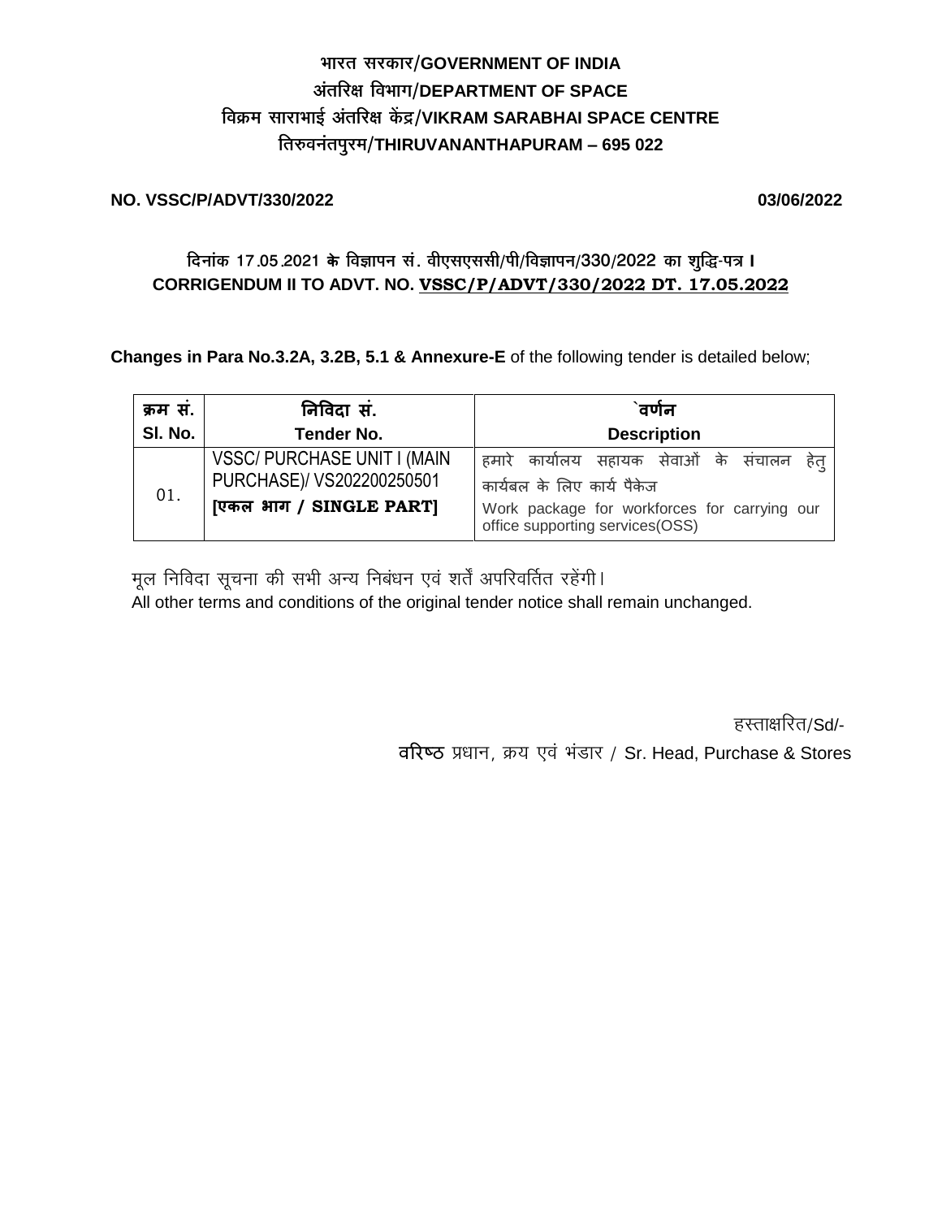# भारत सरकार/GOVERNMENT OF INDIA
# अंतरिक्ष विभाग/DEPARTMENT OF SPACE
# विक्रम साराभाई अंतरिक्ष केंद्र/VIKRAM SARABHAI SPACE CENTRE
# तिरुवनंतपुरम/THIRUVANANTHAPURAM – 695 022

**NO. VSSC/P/ADVT/330/2022** **03/06/2022**

**दिनांक 17.05.2021 के विज्ञापन सं. वीएसएससी/पी/विज्ञापन/330/2022 का शुद्धि-पत्र I**
**CORRIGENDUM II TO ADVT. NO. VSSC/P/ADVT/330/2022 DT. 17.05.2022**

**Changes in Para No.3.2A, 3.2B, 5.1 & Annexure-E** of the following tender is detailed below;

| क्रम सं. Sl. No. | निविदा सं. Tender No. | `वर्णन Description |
|---|---|---|
| 01. | VSSC/ PURCHASE UNIT I (MAIN PURCHASE)/ VS202200250501 **[एकल भाग / SINGLE PART]** | हमारे कार्यालय सहायक सेवाओं के संचालन हेतु कार्यबल के लिए कार्य पैकेज<br>Work package for workforces for carrying our office supporting services(OSS) |

मूल निविदा सूचना की सभी अन्य निबंधन एवं शर्तें अपरिवर्तित रहेंगी।
All other terms and conditions of the original tender notice shall remain unchanged.

हस्ताक्षरित/Sd/-
वरिष्ठ प्रधान, क्रय एवं भंडार / Sr. Head, Purchase & Stores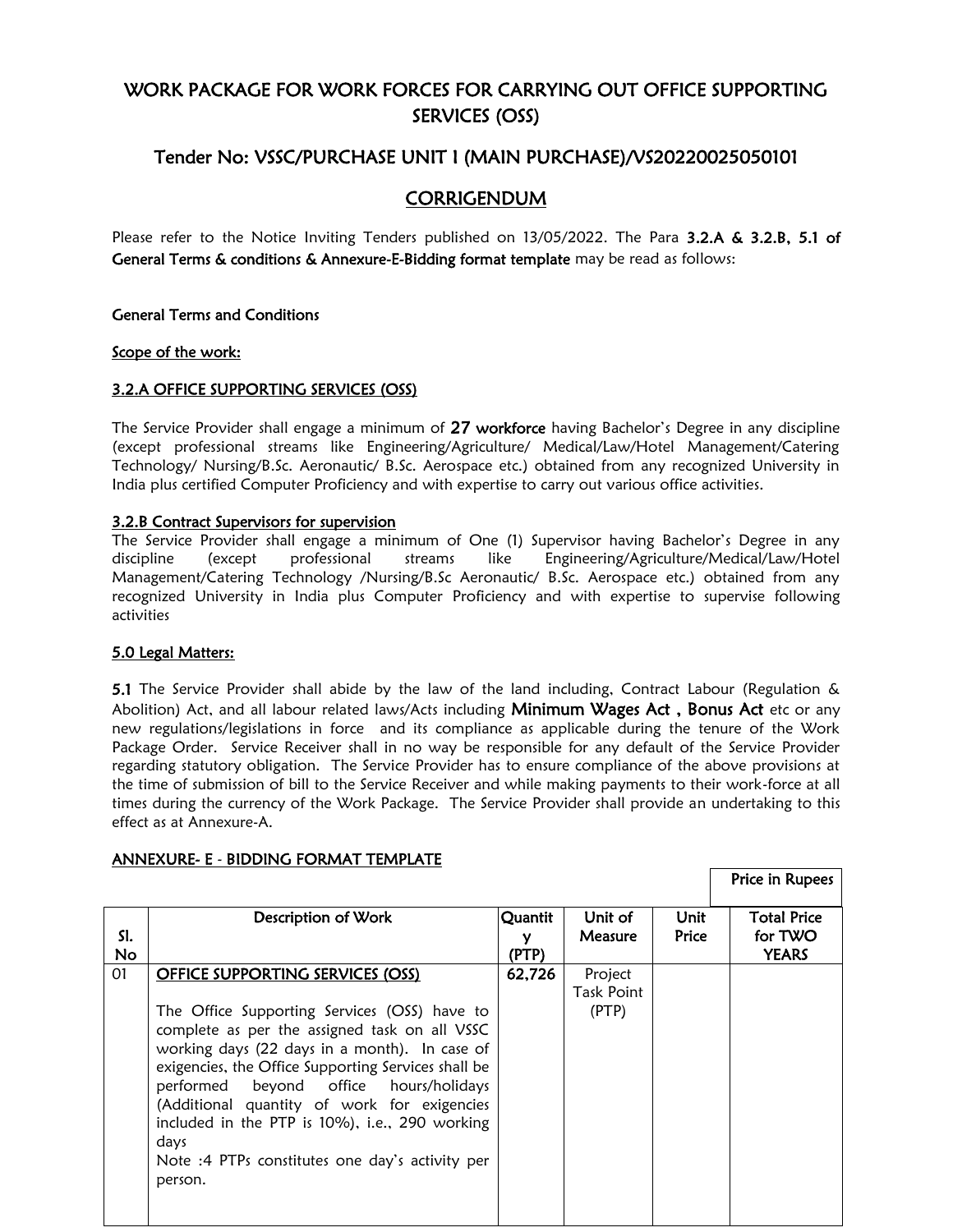# WORK PACKAGE FOR WORK FORCES FOR CARRYING OUT OFFICE SUPPORTING SERVICES (OSS)

## Tender No: VSSC/PURCHASE UNIT I (MAIN PURCHASE)/VS20220025050101

## CORRIGENDUM

Please refer to the Notice Inviting Tenders published on 13/05/2022. The Para **3.2.A & 3.2.B, 5.1 of General Terms & conditions & Annexure-E-Bidding format template** may be read as follows:

**General Terms and Conditions**

**Scope of the work:**

**3.2.A OFFICE SUPPORTING SERVICES (OSS)**

The Service Provider shall engage a minimum of **27 workforce** having Bachelor's Degree in any discipline (except professional streams like Engineering/Agriculture/ Medical/Law/Hotel Management/Catering Technology/ Nursing/B.Sc. Aeronautic/ B.Sc. Aerospace etc.) obtained from any recognized University in India plus certified Computer Proficiency and with expertise to carry out various office activities.

**3.2.B Contract Supervisors for supervision**

The Service Provider shall engage a minimum of One (1) Supervisor having Bachelor's Degree in any discipline (except professional streams like Engineering/Agriculture/Medical/Law/Hotel Management/Catering Technology /Nursing/B.Sc Aeronautic/ B.Sc. Aerospace etc.) obtained from any recognized University in India plus Computer Proficiency and with expertise to supervise following activities

**5.0 Legal Matters:**

**5.1** The Service Provider shall abide by the law of the land including, Contract Labour (Regulation & Abolition) Act, and all labour related laws/Acts including **Minimum Wages Act , Bonus Act** etc or any new regulations/legislations in force and its compliance as applicable during the tenure of the Work Package Order. Service Receiver shall in no way be responsible for any default of the Service Provider regarding statutory obligation. The Service Provider has to ensure compliance of the above provisions at the time of submission of bill to the Service Receiver and while making payments to their work-force at all times during the currency of the Work Package. The Service Provider shall provide an undertaking to this effect as at Annexure-A.

**ANNEXURE- E - BIDDING FORMAT TEMPLATE**

Price in Rupees

| Sl. No | Description of Work | Quantity (PTP) | Unit of Measure | Unit Price | Total Price for TWO YEARS |
|---|---|---|---|---|---|
| 01 | **OFFICE SUPPORTING SERVICES (OSS)**<br><br>The Office Supporting Services (OSS) have to complete as per the assigned task on all VSSC working days (22 days in a month). In case of exigencies, the Office Supporting Services shall be performed beyond office hours/holidays (Additional quantity of work for exigencies included in the PTP is 10%), i.e., 290 working days<br>Note :4 PTPs constitutes one day's activity per person. | 62,726 | Project Task Point (PTP) | | |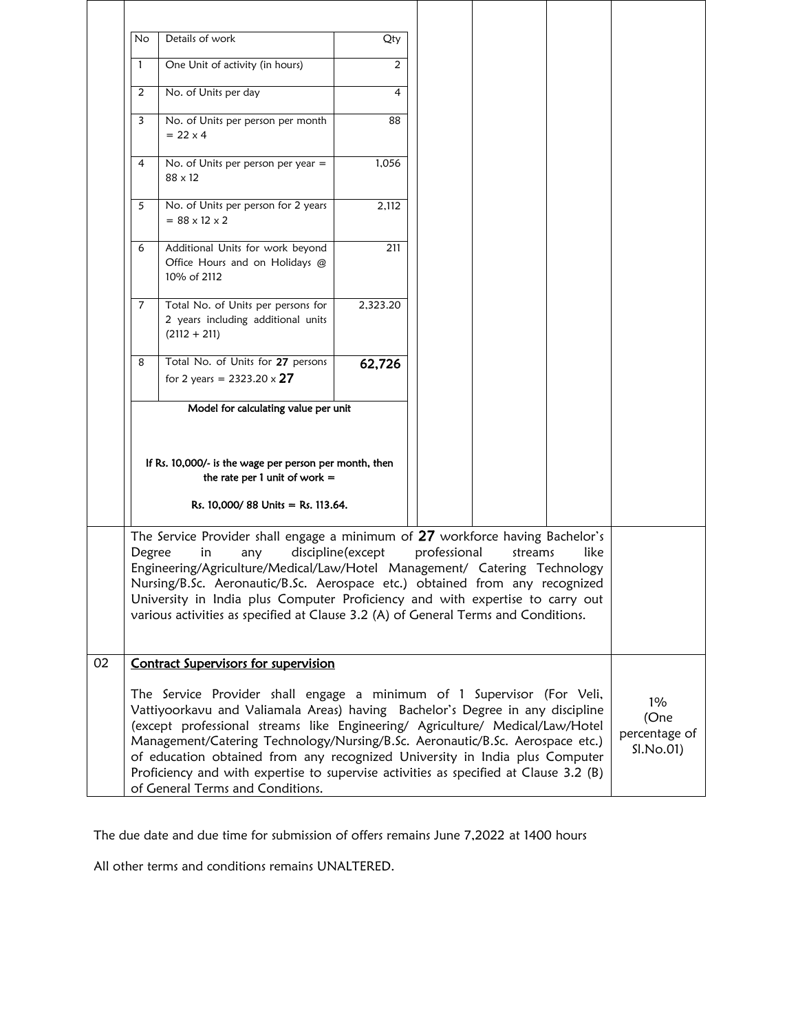| No | Details of work | Qty |
|---|---|---|
| 1 | One Unit of activity (in hours) | 2 |
| 2 | No. of Units per day | 4 |
| 3 | No. of Units per person per month = 22 x 4 | 88 |
| 4 | No. of Units per person per year = 88 x 12 | 1,056 |
| 5 | No. of Units per person for 2 years = 88 x 12 x 2 | 2,112 |
| 6 | Additional Units for work beyond Office Hours and on Holidays @ 10% of 2112 | 211 |
| 7 | Total No. of Units per persons for 2 years including additional units (2112 + 211) | 2,323.20 |
| 8 | Total No. of Units for **27** persons for 2 years = 2323.20 x **27** | **62,726** |

**Model for calculating value per unit**

**If Rs. 10,000/- is the wage per person per month, then the rate per 1 unit of work =**

**Rs. 10,000/ 88 Units = Rs. 113.64.**

The Service Provider shall engage a minimum of **27** workforce having Bachelor's Degree in any discipline(except professional streams like Engineering/Agriculture/Medical/Law/Hotel Management/ Catering Technology Nursing/B.Sc. Aeronautic/B.Sc. Aerospace etc.) obtained from any recognized University in India plus Computer Proficiency and with expertise to carry out various activities as specified at Clause 3.2 (A) of General Terms and Conditions.

| | | |
|---|---|---|
| 02 | <u>Contract Supervisors for supervision</u><br><br>The Service Provider shall engage a minimum of 1 Supervisor (For Veli, Vattiyoorkavu and Valiamala Areas) having Bachelor's Degree in any discipline (except professional streams like Engineering/ Agriculture/ Medical/Law/Hotel Management/Catering Technology/Nursing/B.Sc. Aeronautic/B.Sc. Aerospace etc.) of education obtained from any recognized University in India plus Computer Proficiency and with expertise to supervise activities as specified at Clause 3.2 (B) of General Terms and Conditions. | 1% (One percentage of Sl.No.01) |

The due date and due time for submission of offers remains June 7,2022 at 1400 hours

All other terms and conditions remains UNALTERED.